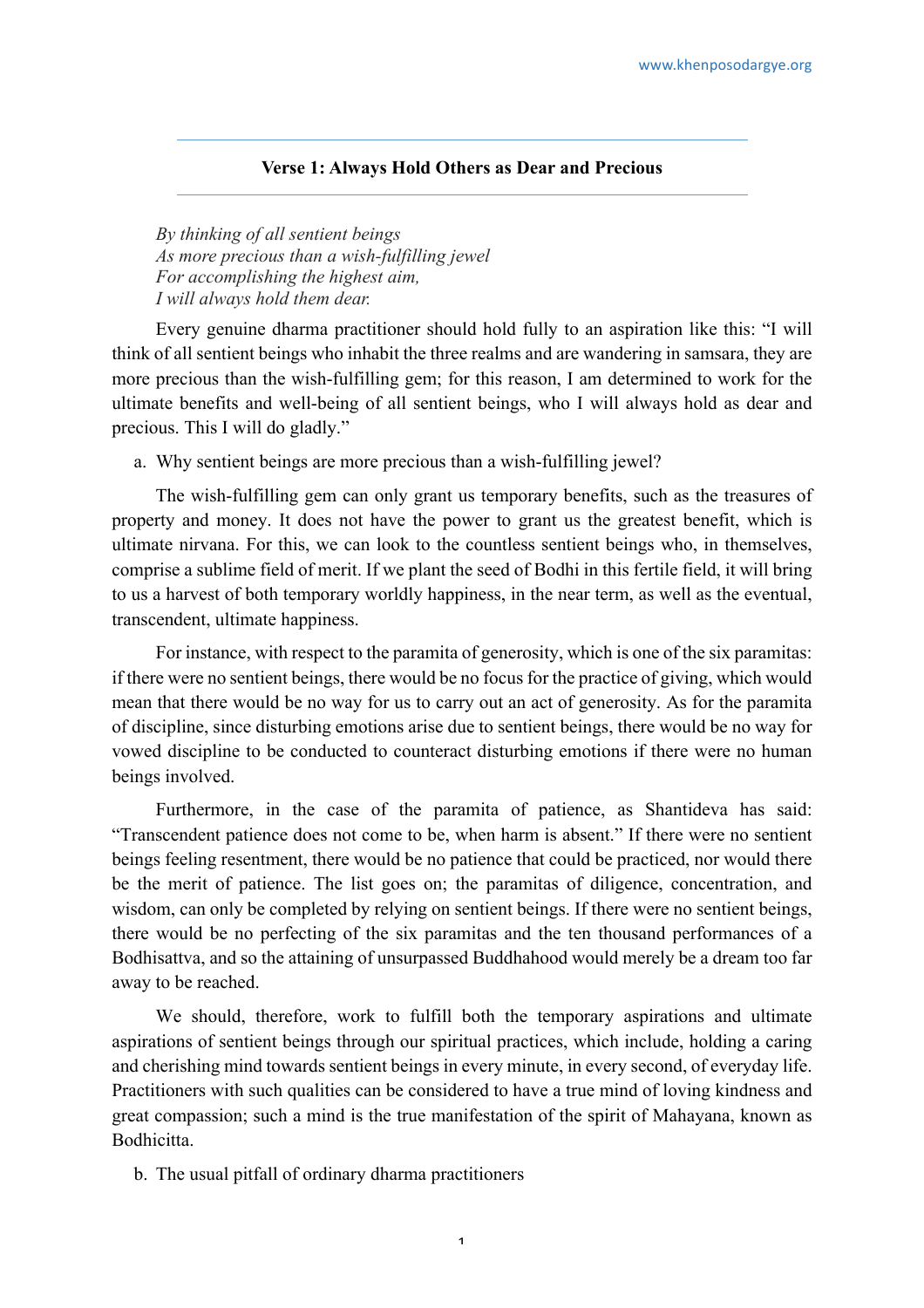## Verse 1: Always Hold Others as Dear and Precious

*By thinking of all sentient beings*
*As more precious than a wish-fulfilling jewel*
*For accomplishing the highest aim,*
*I will always hold them dear.*

Every genuine dharma practitioner should hold fully to an aspiration like this: "I will think of all sentient beings who inhabit the three realms and are wandering in samsara, they are more precious than the wish-fulfilling gem; for this reason, I am determined to work for the ultimate benefits and well-being of all sentient beings, who I will always hold as dear and precious. This I will do gladly."

a. Why sentient beings are more precious than a wish-fulfilling jewel?

The wish-fulfilling gem can only grant us temporary benefits, such as the treasures of property and money. It does not have the power to grant us the greatest benefit, which is ultimate nirvana. For this, we can look to the countless sentient beings who, in themselves, comprise a sublime field of merit. If we plant the seed of Bodhi in this fertile field, it will bring to us a harvest of both temporary worldly happiness, in the near term, as well as the eventual, transcendent, ultimate happiness.

For instance, with respect to the paramita of generosity, which is one of the six paramitas: if there were no sentient beings, there would be no focus for the practice of giving, which would mean that there would be no way for us to carry out an act of generosity. As for the paramita of discipline, since disturbing emotions arise due to sentient beings, there would be no way for vowed discipline to be conducted to counteract disturbing emotions if there were no human beings involved.

Furthermore, in the case of the paramita of patience, as Shantideva has said: "Transcendent patience does not come to be, when harm is absent." If there were no sentient beings feeling resentment, there would be no patience that could be practiced, nor would there be the merit of patience. The list goes on; the paramitas of diligence, concentration, and wisdom, can only be completed by relying on sentient beings. If there were no sentient beings, there would be no perfecting of the six paramitas and the ten thousand performances of a Bodhisattva, and so the attaining of unsurpassed Buddhahood would merely be a dream too far away to be reached.

We should, therefore, work to fulfill both the temporary aspirations and ultimate aspirations of sentient beings through our spiritual practices, which include, holding a caring and cherishing mind towards sentient beings in every minute, in every second, of everyday life. Practitioners with such qualities can be considered to have a true mind of loving kindness and great compassion; such a mind is the true manifestation of the spirit of Mahayana, known as Bodhicitta.

b. The usual pitfall of ordinary dharma practitioners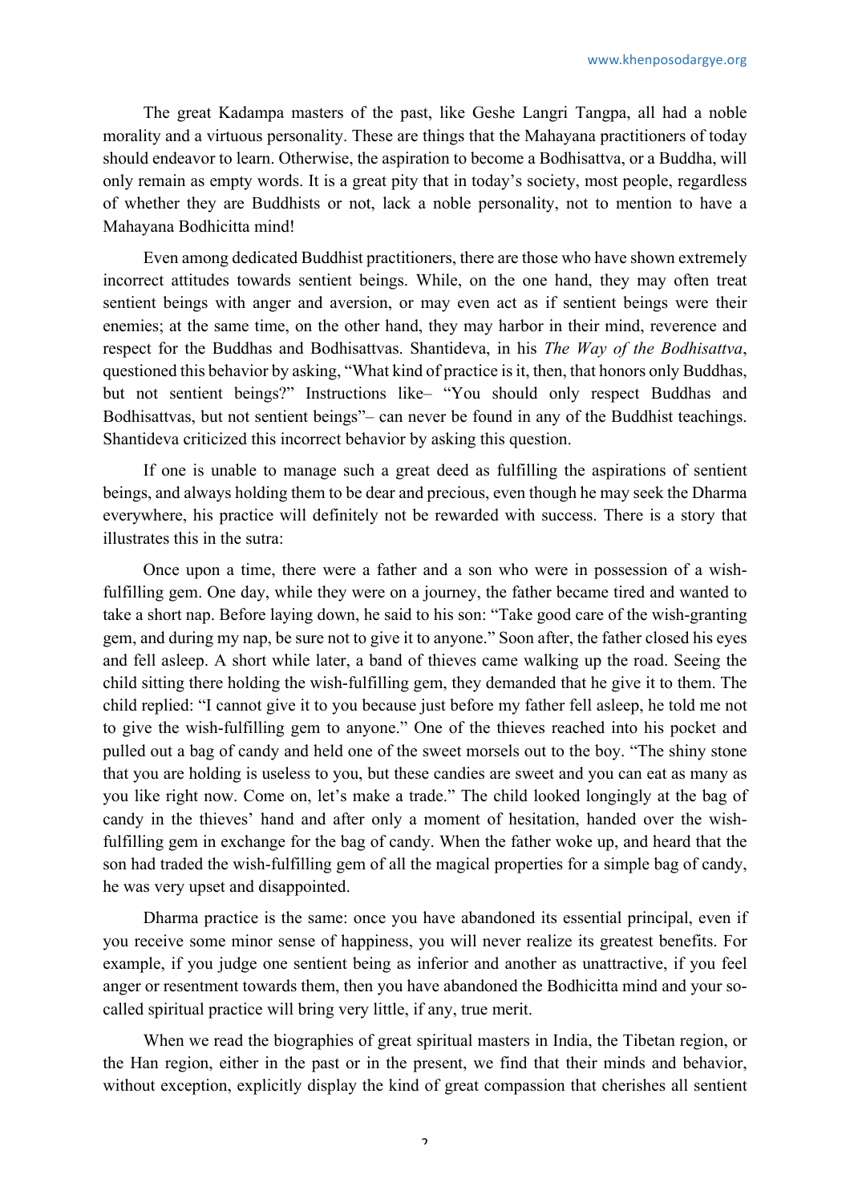The great Kadampa masters of the past, like Geshe Langri Tangpa, all had a noble morality and a virtuous personality. These are things that the Mahayana practitioners of today should endeavor to learn. Otherwise, the aspiration to become a Bodhisattva, or a Buddha, will only remain as empty words. It is a great pity that in today's society, most people, regardless of whether they are Buddhists or not, lack a noble personality, not to mention to have a Mahayana Bodhicitta mind!

Even among dedicated Buddhist practitioners, there are those who have shown extremely incorrect attitudes towards sentient beings. While, on the one hand, they may often treat sentient beings with anger and aversion, or may even act as if sentient beings were their enemies; at the same time, on the other hand, they may harbor in their mind, reverence and respect for the Buddhas and Bodhisattvas. Shantideva, in his *The Way of the Bodhisattva*, questioned this behavior by asking, "What kind of practice is it, then, that honors only Buddhas, but not sentient beings?" Instructions like– "You should only respect Buddhas and Bodhisattvas, but not sentient beings"– can never be found in any of the Buddhist teachings. Shantideva criticized this incorrect behavior by asking this question.

If one is unable to manage such a great deed as fulfilling the aspirations of sentient beings, and always holding them to be dear and precious, even though he may seek the Dharma everywhere, his practice will definitely not be rewarded with success. There is a story that illustrates this in the sutra:

Once upon a time, there were a father and a son who were in possession of a wish-fulfilling gem. One day, while they were on a journey, the father became tired and wanted to take a short nap. Before laying down, he said to his son: "Take good care of the wish-granting gem, and during my nap, be sure not to give it to anyone." Soon after, the father closed his eyes and fell asleep. A short while later, a band of thieves came walking up the road. Seeing the child sitting there holding the wish-fulfilling gem, they demanded that he give it to them. The child replied: "I cannot give it to you because just before my father fell asleep, he told me not to give the wish-fulfilling gem to anyone." One of the thieves reached into his pocket and pulled out a bag of candy and held one of the sweet morsels out to the boy. "The shiny stone that you are holding is useless to you, but these candies are sweet and you can eat as many as you like right now. Come on, let's make a trade." The child looked longingly at the bag of candy in the thieves' hand and after only a moment of hesitation, handed over the wish-fulfilling gem in exchange for the bag of candy. When the father woke up, and heard that the son had traded the wish-fulfilling gem of all the magical properties for a simple bag of candy, he was very upset and disappointed.

Dharma practice is the same: once you have abandoned its essential principal, even if you receive some minor sense of happiness, you will never realize its greatest benefits. For example, if you judge one sentient being as inferior and another as unattractive, if you feel anger or resentment towards them, then you have abandoned the Bodhicitta mind and your so-called spiritual practice will bring very little, if any, true merit.

When we read the biographies of great spiritual masters in India, the Tibetan region, or the Han region, either in the past or in the present, we find that their minds and behavior, without exception, explicitly display the kind of great compassion that cherishes all sentient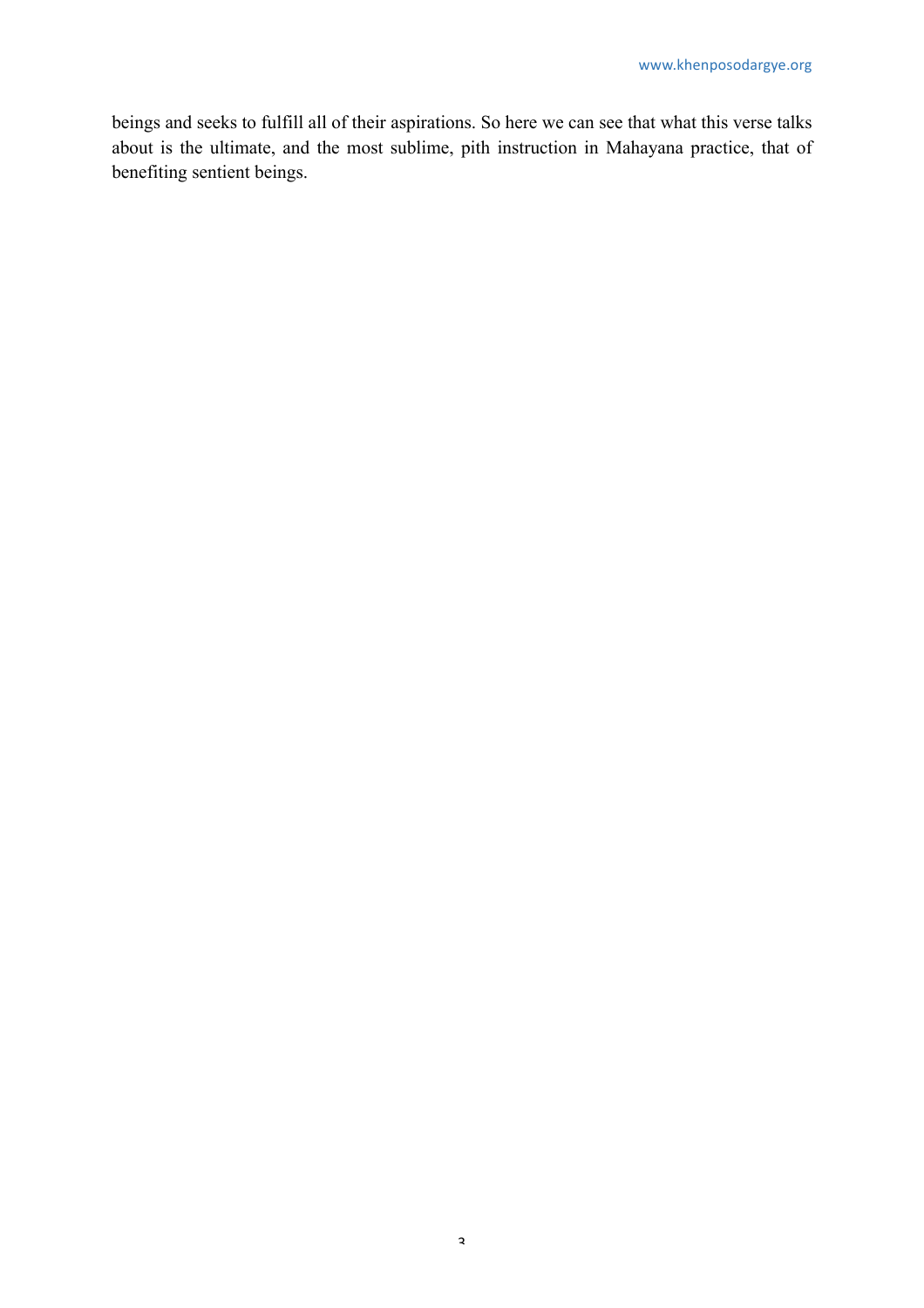beings and seeks to fulfill all of their aspirations. So here we can see that what this verse talks about is the ultimate, and the most sublime, pith instruction in Mahayana practice, that of benefiting sentient beings.